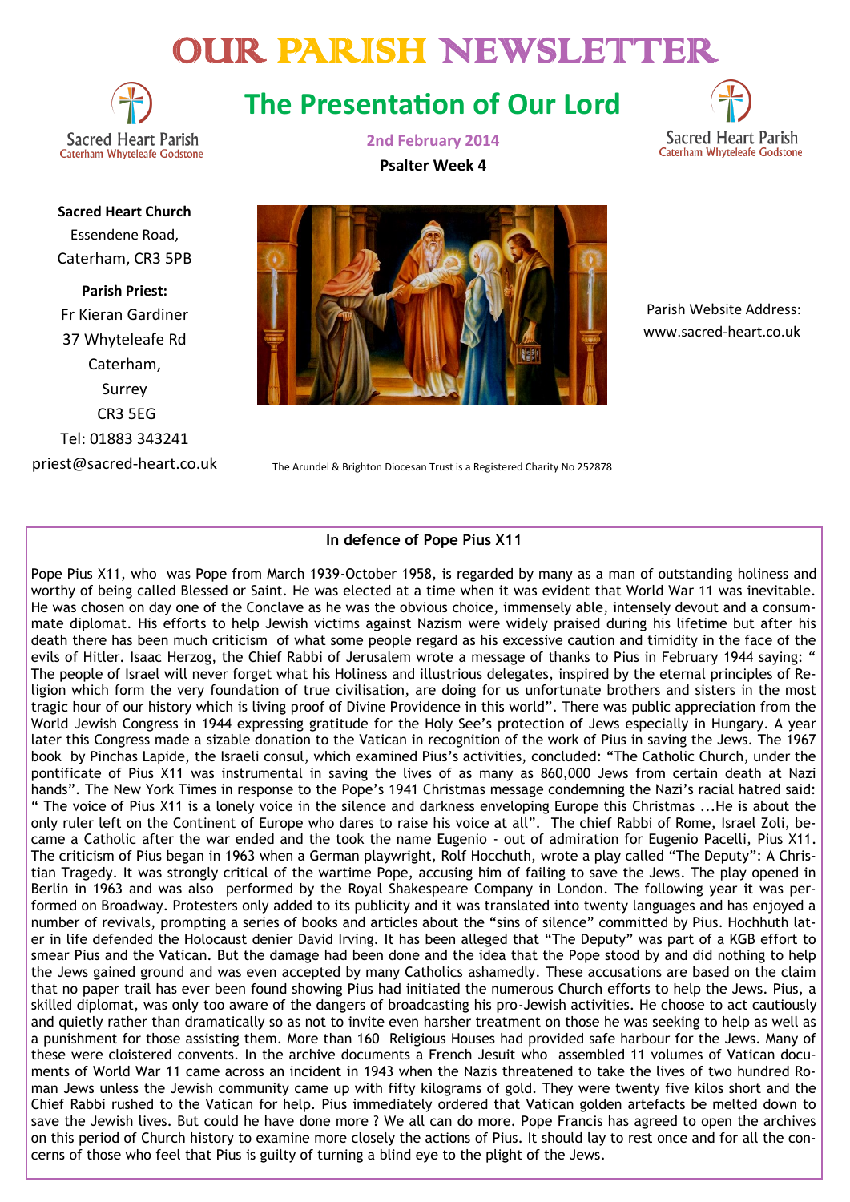# OUR PARISH NEWSLETTER

Sacred Heart Parish
Caterham Whyteleafe Godstone

## The Presentation of Our Lord

**2nd February 2014**

**Psalter Week 4**

**Sacred Heart Church**
Essendene Road,
Caterham, CR3 5PB

**Parish Priest:**
Fr Kieran Gardiner
37 Whyteleafe Rd
Caterham,
Surrey
CR3 5EG
Tel: 01883 343241
priest@sacred-heart.co.uk

Parish Website Address:
www.sacred-heart.co.uk

The Arundel & Brighton Diocesan Trust is a Registered Charity No 252878

### In defence of Pope Pius X11

Pope Pius X11, who was Pope from March 1939-October 1958, is regarded by many as a man of outstanding holiness and worthy of being called Blessed or Saint. He was elected at a time when it was evident that World War 11 was inevitable. He was chosen on day one of the Conclave as he was the obvious choice, immensely able, intensely devout and a consummate diplomat. His efforts to help Jewish victims against Nazism were widely praised during his lifetime but after his death there has been much criticism of what some people regard as his excessive caution and timidity in the face of the evils of Hitler. Isaac Herzog, the Chief Rabbi of Jerusalem wrote a message of thanks to Pius in February 1944 saying: " The people of Israel will never forget what his Holiness and illustrious delegates, inspired by the eternal principles of Religion which form the very foundation of true civilisation, are doing for us unfortunate brothers and sisters in the most tragic hour of our history which is living proof of Divine Providence in this world". There was public appreciation from the World Jewish Congress in 1944 expressing gratitude for the Holy See's protection of Jews especially in Hungary. A year later this Congress made a sizable donation to the Vatican in recognition of the work of Pius in saving the Jews. The 1967 book by Pinchas Lapide, the Israeli consul, which examined Pius's activities, concluded: "The Catholic Church, under the pontificate of Pius X11 was instrumental in saving the lives of as many as 860,000 Jews from certain death at Nazi hands". The New York Times in response to the Pope's 1941 Christmas message condemning the Nazi's racial hatred said: " The voice of Pius X11 is a lonely voice in the silence and darkness enveloping Europe this Christmas ...He is about the only ruler left on the Continent of Europe who dares to raise his voice at all". The chief Rabbi of Rome, Israel Zoli, became a Catholic after the war ended and the took the name Eugenio - out of admiration for Eugenio Pacelli, Pius X11. The criticism of Pius began in 1963 when a German playwright, Rolf Hocchuth, wrote a play called "The Deputy": A Christian Tragedy. It was strongly critical of the wartime Pope, accusing him of failing to save the Jews. The play opened in Berlin in 1963 and was also performed by the Royal Shakespeare Company in London. The following year it was performed on Broadway. Protesters only added to its publicity and it was translated into twenty languages and has enjoyed a number of revivals, prompting a series of books and articles about the "sins of silence" committed by Pius. Hochhuth later in life defended the Holocaust denier David Irving. It has been alleged that "The Deputy" was part of a KGB effort to smear Pius and the Vatican. But the damage had been done and the idea that the Pope stood by and did nothing to help the Jews gained ground and was even accepted by many Catholics ashamedly. These accusations are based on the claim that no paper trail has ever been found showing Pius had initiated the numerous Church efforts to help the Jews. Pius, a skilled diplomat, was only too aware of the dangers of broadcasting his pro-Jewish activities. He choose to act cautiously and quietly rather than dramatically so as not to invite even harsher treatment on those he was seeking to help as well as a punishment for those assisting them. More than 160 Religious Houses had provided safe harbour for the Jews. Many of these were cloistered convents. In the archive documents a French Jesuit who assembled 11 volumes of Vatican documents of World War 11 came across an incident in 1943 when the Nazis threatened to take the lives of two hundred Roman Jews unless the Jewish community came up with fifty kilograms of gold. They were twenty five kilos short and the Chief Rabbi rushed to the Vatican for help. Pius immediately ordered that Vatican golden artefacts be melted down to save the Jewish lives. But could he have done more ? We all can do more. Pope Francis has agreed to open the archives on this period of Church history to examine more closely the actions of Pius. It should lay to rest once and for all the concerns of those who feel that Pius is guilty of turning a blind eye to the plight of the Jews.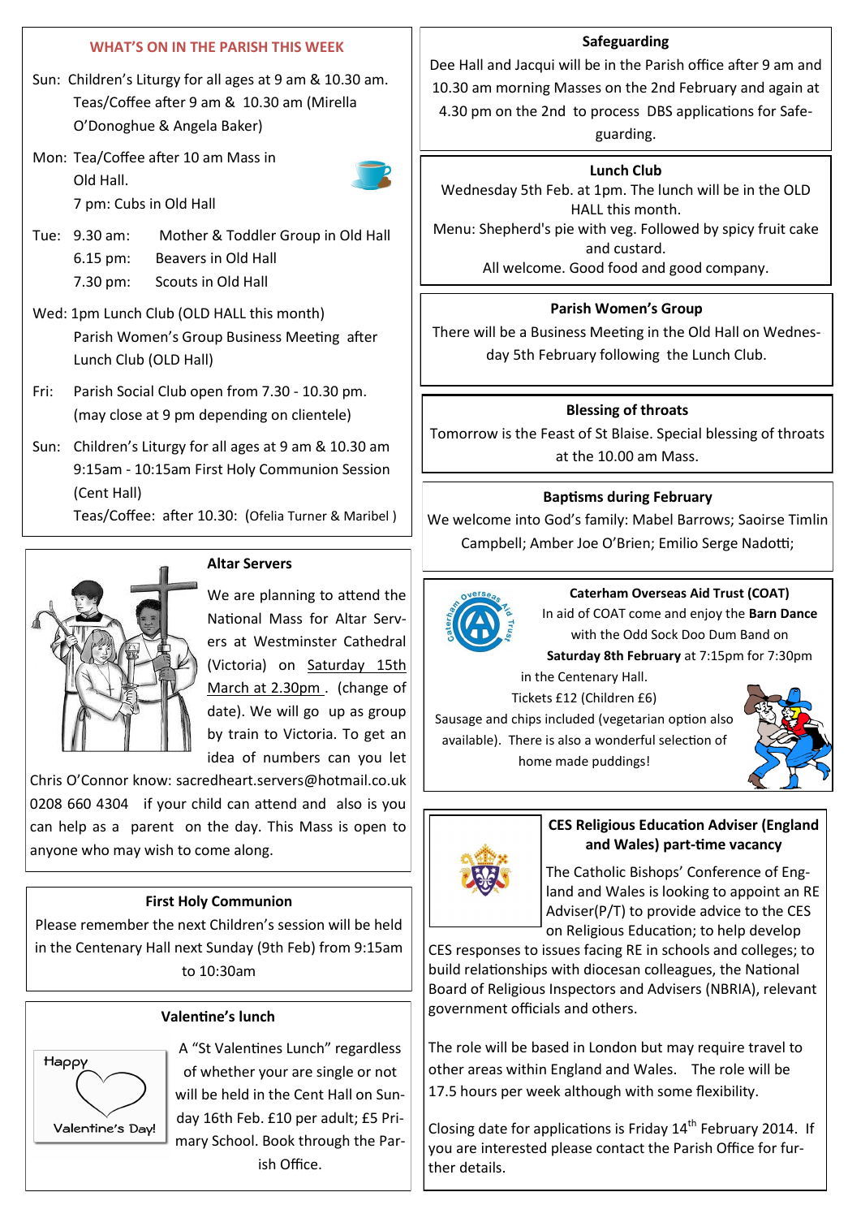## WHAT'S ON IN THE PARISH THIS WEEK

Sun: Children's Liturgy for all ages at 9 am & 10.30 am. Teas/Coffee after 9 am & 10.30 am (Mirella O'Donoghue & Angela Baker)

Mon: Tea/Coffee after 10 am Mass in Old Hall.
7 pm: Cubs in Old Hall

Tue: 9.30 am: Mother & Toddler Group in Old Hall
6.15 pm: Beavers in Old Hall
7.30 pm: Scouts in Old Hall

Wed: 1pm Lunch Club (OLD HALL this month)
Parish Women's Group Business Meeting after Lunch Club (OLD Hall)

Fri: Parish Social Club open from 7.30 - 10.30 pm. (may close at 9 pm depending on clientele)

Sun: Children's Liturgy for all ages at 9 am & 10.30 am
9:15am - 10:15am First Holy Communion Session (Cent Hall)
Teas/Coffee: after 10.30: (Ofelia Turner & Maribel )

### Altar Servers

We are planning to attend the National Mass for Altar Servers at Westminster Cathedral (Victoria) on Saturday 15th March at 2.30pm . (change of date). We will go up as group by train to Victoria. To get an idea of numbers can you let Chris O'Connor know: sacredheart.servers@hotmail.co.uk 0208 660 4304 if your child can attend and also is you can help as a parent on the day. This Mass is open to anyone who may wish to come along.

### First Holy Communion

Please remember the next Children's session will be held in the Centenary Hall next Sunday (9th Feb) from 9:15am to 10:30am

### Valentine's lunch

Happy Valentine's Day!

A "St Valentines Lunch" regardless of whether your are single or not will be held in the Cent Hall on Sunday 16th Feb. £10 per adult; £5 Primary School. Book through the Parish Office.

### Safeguarding

Dee Hall and Jacqui will be in the Parish office after 9 am and 10.30 am morning Masses on the 2nd February and again at 4.30 pm on the 2nd to process DBS applications for Safeguarding.

### Lunch Club

Wednesday 5th Feb. at 1pm. The lunch will be in the OLD HALL this month.
Menu: Shepherd's pie with veg. Followed by spicy fruit cake and custard.
All welcome. Good food and good company.

### Parish Women's Group

There will be a Business Meeting in the Old Hall on Wednesday 5th February following the Lunch Club.

### Blessing of throats

Tomorrow is the Feast of St Blaise. Special blessing of throats at the 10.00 am Mass.

### Baptisms during February

We welcome into God's family: Mabel Barrows; Saoirse Timlin Campbell; Amber Joe O'Brien; Emilio Serge Nadotti;

### Caterham Overseas Aid Trust (COAT)

In aid of COAT come and enjoy the **Barn Dance** with the Odd Sock Doo Dum Band on **Saturday 8th February** at 7:15pm for 7:30pm in the Centenary Hall.
Tickets £12 (Children £6)
Sausage and chips included (vegetarian option also available). There is also a wonderful selection of home made puddings!

### CES Religious Education Adviser (England and Wales) part-time vacancy

The Catholic Bishops' Conference of England and Wales is looking to appoint an RE Adviser(P/T) to provide advice to the CES on Religious Education; to help develop CES responses to issues facing RE in schools and colleges; to build relationships with diocesan colleagues, the National Board of Religious Inspectors and Advisers (NBRIA), relevant government officials and others.

The role will be based in London but may require travel to other areas within England and Wales. The role will be 17.5 hours per week although with some flexibility.

Closing date for applications is Friday 14th February 2014. If you are interested please contact the Parish Office for further details.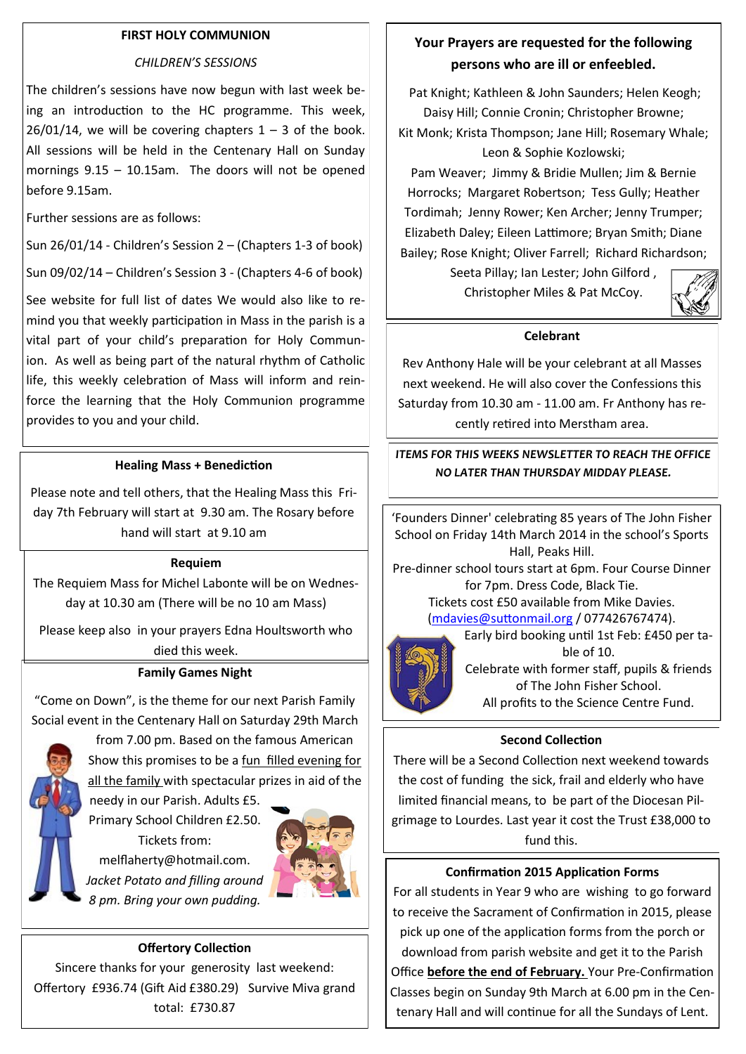## FIRST HOLY COMMUNION

*CHILDREN'S SESSIONS*

The children's sessions have now begun with last week being an introduction to the HC programme. This week, 26/01/14, we will be covering chapters 1 – 3 of the book. All sessions will be held in the Centenary Hall on Sunday mornings 9.15 – 10.15am. The doors will not be opened before 9.15am.

Further sessions are as follows:

Sun 26/01/14 - Children's Session 2 – (Chapters 1-3 of book)

Sun 09/02/14 – Children's Session 3 - (Chapters 4-6 of book)

See website for full list of dates We would also like to remind you that weekly participation in Mass in the parish is a vital part of your child's preparation for Holy Communion. As well as being part of the natural rhythm of Catholic life, this weekly celebration of Mass will inform and reinforce the learning that the Holy Communion programme provides to you and your child.

## Healing Mass + Benediction

Please note and tell others, that the Healing Mass this Friday 7th February will start at 9.30 am. The Rosary before hand will start at 9.10 am

## Requiem

The Requiem Mass for Michel Labonte will be on Wednesday at 10.30 am (There will be no 10 am Mass)

Please keep also in your prayers Edna Houltsworth who died this week.

## Family Games Night

"Come on Down", is the theme for our next Parish Family Social event in the Centenary Hall on Saturday 29th March from 7.00 pm. Based on the famous American Show this promises to be a fun filled evening for all the family with spectacular prizes in aid of the needy in our Parish. Adults £5. Primary School Children £2.50. Tickets from: melflaherty@hotmail.com. *Jacket Potato and filling around 8 pm. Bring your own pudding.*

## Offertory Collection

Sincere thanks for your generosity last weekend: Offertory £936.74 (Gift Aid £380.29) Survive Miva grand total: £730.87

## Your Prayers are requested for the following persons who are ill or enfeebled.

Pat Knight; Kathleen & John Saunders; Helen Keogh; Daisy Hill; Connie Cronin; Christopher Browne; Kit Monk; Krista Thompson; Jane Hill; Rosemary Whale; Leon & Sophie Kozlowski; Pam Weaver; Jimmy & Bridie Mullen; Jim & Bernie Horrocks; Margaret Robertson; Tess Gully; Heather Tordimah; Jenny Rower; Ken Archer; Jenny Trumper; Elizabeth Daley; Eileen Lattimore; Bryan Smith; Diane Bailey; Rose Knight; Oliver Farrell; Richard Richardson; Seeta Pillay; Ian Lester; John Gilford , Christopher Miles & Pat McCoy.

## Celebrant

Rev Anthony Hale will be your celebrant at all Masses next weekend. He will also cover the Confessions this Saturday from 10.30 am - 11.00 am. Fr Anthony has recently retired into Merstham area.

***ITEMS FOR THIS WEEKS NEWSLETTER TO REACH THE OFFICE NO LATER THAN THURSDAY MIDDAY PLEASE.***

'Founders Dinner' celebrating 85 years of The John Fisher School on Friday 14th March 2014 in the school's Sports Hall, Peaks Hill.
Pre-dinner school tours start at 6pm. Four Course Dinner for 7pm. Dress Code, Black Tie.
Tickets cost £50 available from Mike Davies. (mdavies@suttonmail.org / 077426767474).
Early bird booking until 1st Feb: £450 per table of 10.
Celebrate with former staff, pupils & friends of The John Fisher School.
All profits to the Science Centre Fund.

## Second Collection

There will be a Second Collection next weekend towards the cost of funding the sick, frail and elderly who have limited financial means, to be part of the Diocesan Pilgrimage to Lourdes. Last year it cost the Trust £38,000 to fund this.

## Confirmation 2015 Application Forms

For all students in Year 9 who are wishing to go forward to receive the Sacrament of Confirmation in 2015, please pick up one of the application forms from the porch or download from parish website and get it to the Parish Office **before the end of February.** Your Pre-Confirmation Classes begin on Sunday 9th March at 6.00 pm in the Centenary Hall and will continue for all the Sundays of Lent.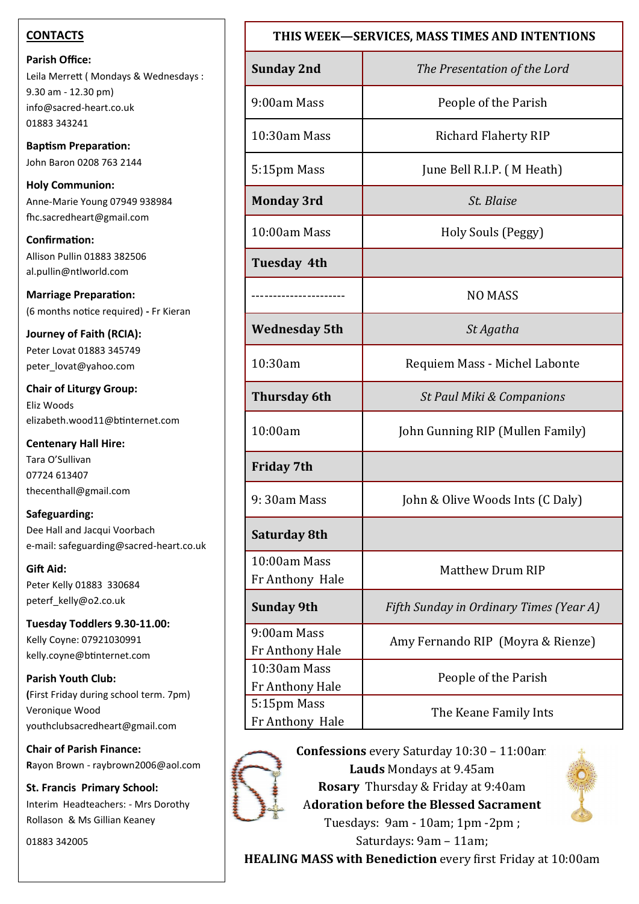## CONTACTS

**Parish Office:**
Leila Merrett ( Mondays & Wednesdays : 9.30 am - 12.30 pm)
info@sacred-heart.co.uk
01883 343241

**Baptism Preparation:**
John Baron 0208 763 2144

**Holy Communion:**
Anne-Marie Young 07949 938984
fhc.sacredheart@gmail.com

**Confirmation:**
Allison Pullin 01883 382506
al.pullin@ntlworld.com

**Marriage Preparation:**
(6 months notice required) **-** Fr Kieran

**Journey of Faith (RCIA):**
Peter Lovat 01883 345749
peter_lovat@yahoo.com

**Chair of Liturgy Group:**
Eliz Woods
elizabeth.wood11@btinternet.com

**Centenary Hall Hire:**
Tara O'Sullivan
07724 613407
thecenthall@gmail.com

**Safeguarding:**
Dee Hall and Jacqui Voorbach
e-mail: safeguarding@sacred-heart.co.uk

**Gift Aid:**
Peter Kelly 01883 330684
peterf_kelly@o2.co.uk

**Tuesday Toddlers 9.30-11.00:**
Kelly Coyne: 07921030991
kelly.coyne@btinternet.com

**Parish Youth Club:**
**(**First Friday during school term. 7pm)
Veronique Wood
youthclubsacredheart@gmail.com

**Chair of Parish Finance:**
**R**ayon Brown - raybrown2006@aol.com

**St. Francis Primary School:**
Interim Headteachers: - Mrs Dorothy Rollason & Ms Gillian Keaney

01883 342005

## THIS WEEK—SERVICES, MASS TIMES AND INTENTIONS

| | |
|---|---|
| **Sunday 2nd** | *The Presentation of the Lord* |
| 9:00am Mass | People of the Parish |
| 10:30am Mass | Richard Flaherty RIP |
| 5:15pm Mass | June Bell R.I.P. ( M Heath) |
| **Monday 3rd** | *St. Blaise* |
| 10:00am Mass | Holy Souls (Peggy) |
| **Tuesday 4th** | |
| ---------------------- | NO MASS |
| **Wednesday 5th** | *St Agatha* |
| 10:30am | Requiem Mass - Michel Labonte |
| **Thursday 6th** | *St Paul Miki & Companions* |
| 10:00am | John Gunning RIP (Mullen Family) |
| **Friday 7th** | |
| 9: 30am Mass | John & Olive Woods Ints (C Daly) |
| **Saturday 8th** | |
| 10:00am Mass Fr Anthony Hale | Matthew Drum RIP |
| **Sunday 9th** | *Fifth Sunday in Ordinary Times (Year A)* |
| 9:00am Mass Fr Anthony Hale | Amy Fernando RIP (Moyra & Rienze) |
| 10:30am Mass Fr Anthony Hale | People of the Parish |
| 5:15pm Mass Fr Anthony Hale | The Keane Family Ints |

**Confessions** every Saturday 10:30 – 11:00am
**Lauds** Mondays at 9.45am
**Rosary** Thursday & Friday at 9:40am
**Adoration before the Blessed Sacrament**
Tuesdays: 9am - 10am; 1pm -2pm ;
Saturdays: 9am – 11am;
**HEALING MASS with Benediction** every first Friday at 10:00am